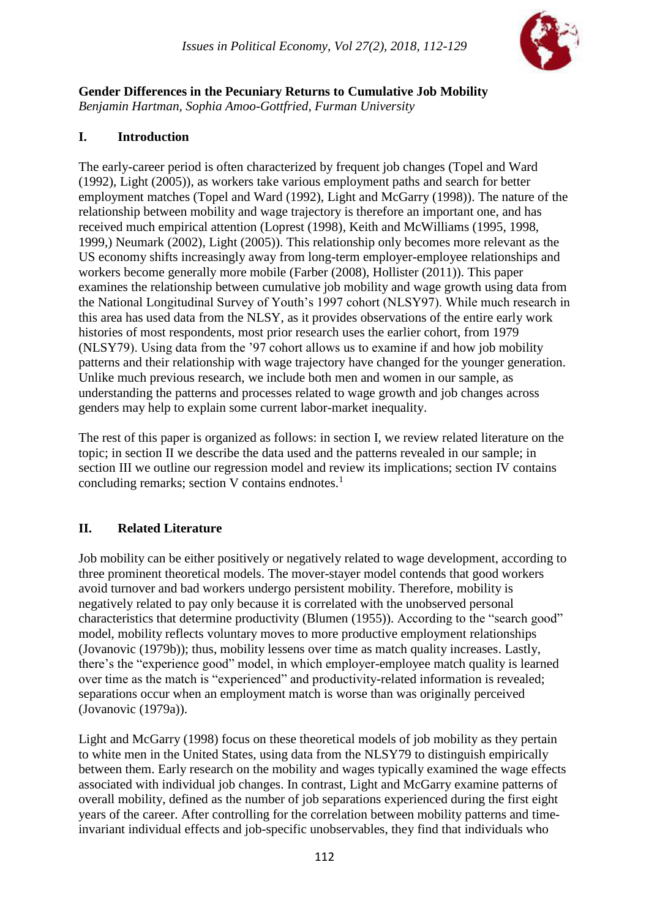**Gender Differences in the Pecuniary Returns to Cumulative Job Mobility**
*Benjamin Hartman, Sophia Amoo-Gottfried, Furman University*

## I. Introduction

The early-career period is often characterized by frequent job changes (Topel and Ward (1992), Light (2005)), as workers take various employment paths and search for better employment matches (Topel and Ward (1992), Light and McGarry (1998)). The nature of the relationship between mobility and wage trajectory is therefore an important one, and has received much empirical attention (Loprest (1998), Keith and McWilliams (1995, 1998, 1999,) Neumark (2002), Light (2005)). This relationship only becomes more relevant as the US economy shifts increasingly away from long-term employer-employee relationships and workers become generally more mobile (Farber (2008), Hollister (2011)). This paper examines the relationship between cumulative job mobility and wage growth using data from the National Longitudinal Survey of Youth's 1997 cohort (NLSY97). While much research in this area has used data from the NLSY, as it provides observations of the entire early work histories of most respondents, most prior research uses the earlier cohort, from 1979 (NLSY79). Using data from the '97 cohort allows us to examine if and how job mobility patterns and their relationship with wage trajectory have changed for the younger generation. Unlike much previous research, we include both men and women in our sample, as understanding the patterns and processes related to wage growth and job changes across genders may help to explain some current labor-market inequality.

The rest of this paper is organized as follows: in section I, we review related literature on the topic; in section II we describe the data used and the patterns revealed in our sample; in section III we outline our regression model and review its implications; section IV contains concluding remarks; section V contains endnotes.[1]

## II. Related Literature

Job mobility can be either positively or negatively related to wage development, according to three prominent theoretical models. The mover-stayer model contends that good workers avoid turnover and bad workers undergo persistent mobility. Therefore, mobility is negatively related to pay only because it is correlated with the unobserved personal characteristics that determine productivity (Blumen (1955)). According to the "search good" model, mobility reflects voluntary moves to more productive employment relationships (Jovanovic (1979b)); thus, mobility lessens over time as match quality increases. Lastly, there's the "experience good" model, in which employer-employee match quality is learned over time as the match is "experienced" and productivity-related information is revealed; separations occur when an employment match is worse than was originally perceived (Jovanovic (1979a)).

Light and McGarry (1998) focus on these theoretical models of job mobility as they pertain to white men in the United States, using data from the NLSY79 to distinguish empirically between them. Early research on the mobility and wages typically examined the wage effects associated with individual job changes. In contrast, Light and McGarry examine patterns of overall mobility, defined as the number of job separations experienced during the first eight years of the career. After controlling for the correlation between mobility patterns and time-invariant individual effects and job-specific unobservables, they find that individuals who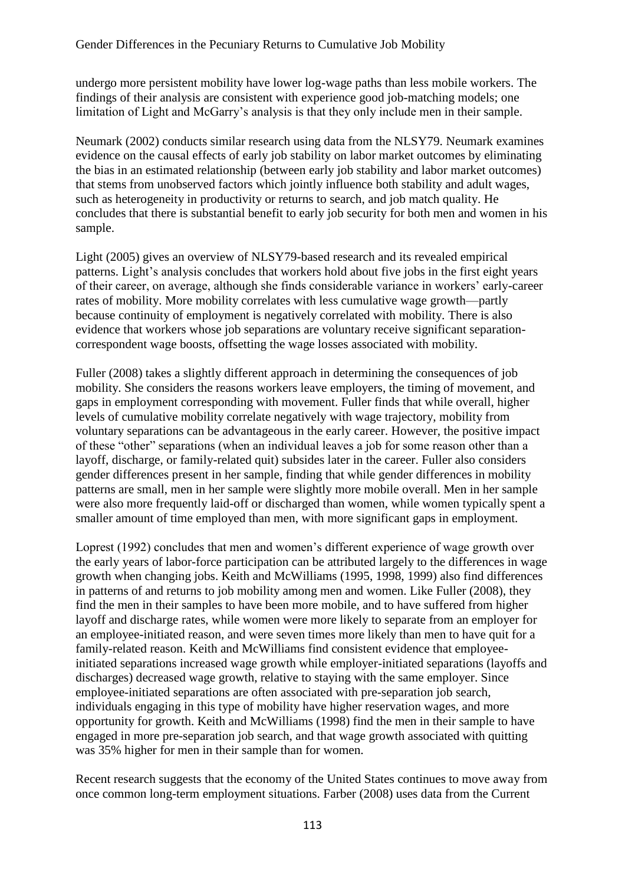undergo more persistent mobility have lower log-wage paths than less mobile workers. The findings of their analysis are consistent with experience good job-matching models; one limitation of Light and McGarry's analysis is that they only include men in their sample.

Neumark (2002) conducts similar research using data from the NLSY79. Neumark examines evidence on the causal effects of early job stability on labor market outcomes by eliminating the bias in an estimated relationship (between early job stability and labor market outcomes) that stems from unobserved factors which jointly influence both stability and adult wages, such as heterogeneity in productivity or returns to search, and job match quality. He concludes that there is substantial benefit to early job security for both men and women in his sample.

Light (2005) gives an overview of NLSY79-based research and its revealed empirical patterns. Light's analysis concludes that workers hold about five jobs in the first eight years of their career, on average, although she finds considerable variance in workers' early-career rates of mobility. More mobility correlates with less cumulative wage growth—partly because continuity of employment is negatively correlated with mobility. There is also evidence that workers whose job separations are voluntary receive significant separation-correspondent wage boosts, offsetting the wage losses associated with mobility.

Fuller (2008) takes a slightly different approach in determining the consequences of job mobility. She considers the reasons workers leave employers, the timing of movement, and gaps in employment corresponding with movement. Fuller finds that while overall, higher levels of cumulative mobility correlate negatively with wage trajectory, mobility from voluntary separations can be advantageous in the early career. However, the positive impact of these "other" separations (when an individual leaves a job for some reason other than a layoff, discharge, or family-related quit) subsides later in the career. Fuller also considers gender differences present in her sample, finding that while gender differences in mobility patterns are small, men in her sample were slightly more mobile overall. Men in her sample were also more frequently laid-off or discharged than women, while women typically spent a smaller amount of time employed than men, with more significant gaps in employment.

Loprest (1992) concludes that men and women's different experience of wage growth over the early years of labor-force participation can be attributed largely to the differences in wage growth when changing jobs. Keith and McWilliams (1995, 1998, 1999) also find differences in patterns of and returns to job mobility among men and women. Like Fuller (2008), they find the men in their samples to have been more mobile, and to have suffered from higher layoff and discharge rates, while women were more likely to separate from an employer for an employee-initiated reason, and were seven times more likely than men to have quit for a family-related reason. Keith and McWilliams find consistent evidence that employee-initiated separations increased wage growth while employer-initiated separations (layoffs and discharges) decreased wage growth, relative to staying with the same employer. Since employee-initiated separations are often associated with pre-separation job search, individuals engaging in this type of mobility have higher reservation wages, and more opportunity for growth. Keith and McWilliams (1998) find the men in their sample to have engaged in more pre-separation job search, and that wage growth associated with quitting was 35% higher for men in their sample than for women.

Recent research suggests that the economy of the United States continues to move away from once common long-term employment situations. Farber (2008) uses data from the Current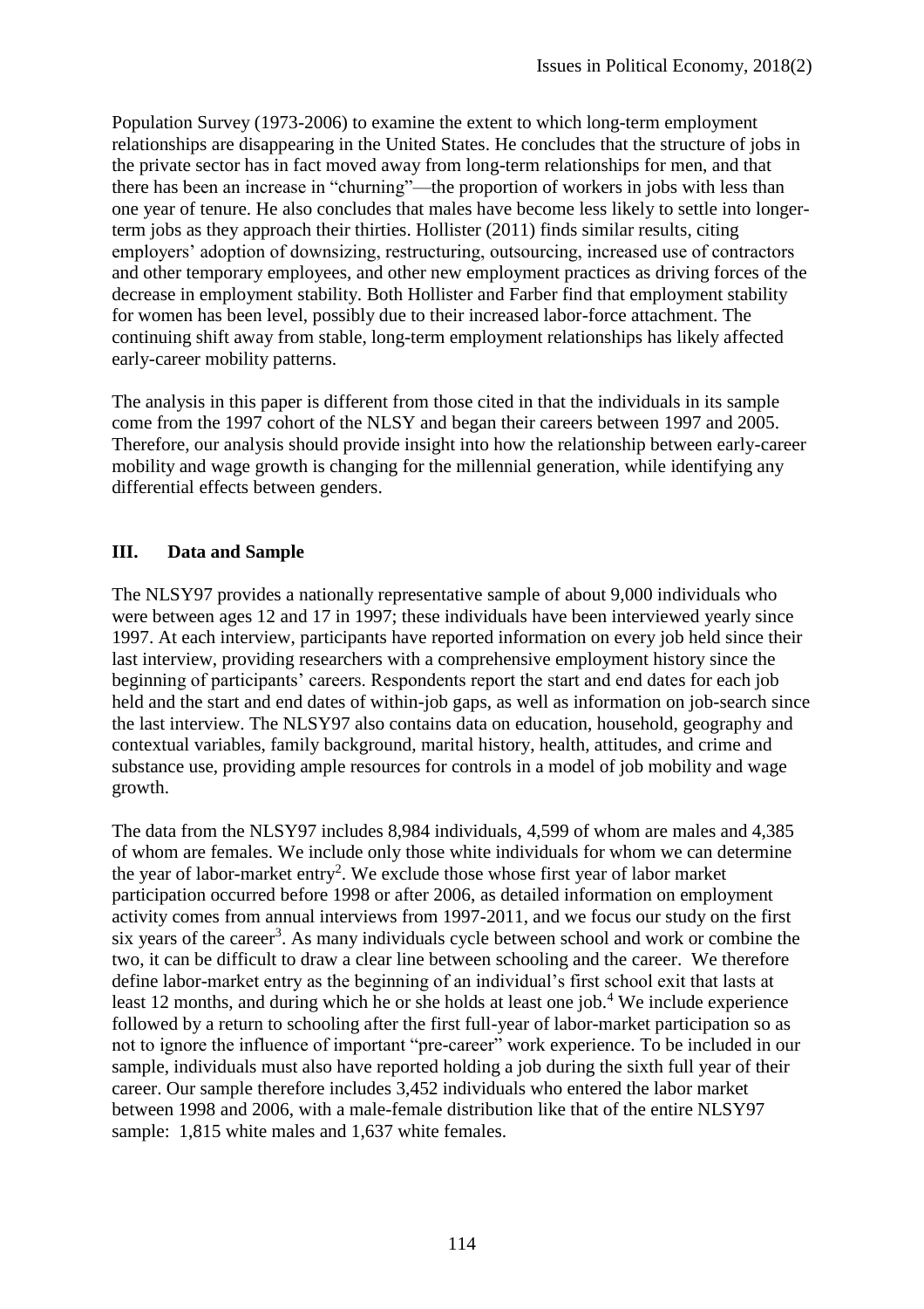Population Survey (1973-2006) to examine the extent to which long-term employment relationships are disappearing in the United States. He concludes that the structure of jobs in the private sector has in fact moved away from long-term relationships for men, and that there has been an increase in "churning"—the proportion of workers in jobs with less than one year of tenure. He also concludes that males have become less likely to settle into longer-term jobs as they approach their thirties. Hollister (2011) finds similar results, citing employers' adoption of downsizing, restructuring, outsourcing, increased use of contractors and other temporary employees, and other new employment practices as driving forces of the decrease in employment stability. Both Hollister and Farber find that employment stability for women has been level, possibly due to their increased labor-force attachment. The continuing shift away from stable, long-term employment relationships has likely affected early-career mobility patterns.

The analysis in this paper is different from those cited in that the individuals in its sample come from the 1997 cohort of the NLSY and began their careers between 1997 and 2005. Therefore, our analysis should provide insight into how the relationship between early-career mobility and wage growth is changing for the millennial generation, while identifying any differential effects between genders.

## III. Data and Sample

The NLSY97 provides a nationally representative sample of about 9,000 individuals who were between ages 12 and 17 in 1997; these individuals have been interviewed yearly since 1997. At each interview, participants have reported information on every job held since their last interview, providing researchers with a comprehensive employment history since the beginning of participants' careers. Respondents report the start and end dates for each job held and the start and end dates of within-job gaps, as well as information on job-search since the last interview. The NLSY97 also contains data on education, household, geography and contextual variables, family background, marital history, health, attitudes, and crime and substance use, providing ample resources for controls in a model of job mobility and wage growth.

The data from the NLSY97 includes 8,984 individuals, 4,599 of whom are males and 4,385 of whom are females. We include only those white individuals for whom we can determine the year of labor-market entry[2]. We exclude those whose first year of labor market participation occurred before 1998 or after 2006, as detailed information on employment activity comes from annual interviews from 1997-2011, and we focus our study on the first six years of the career[3]. As many individuals cycle between school and work or combine the two, it can be difficult to draw a clear line between schooling and the career. We therefore define labor-market entry as the beginning of an individual's first school exit that lasts at least 12 months, and during which he or she holds at least one job.[4] We include experience followed by a return to schooling after the first full-year of labor-market participation so as not to ignore the influence of important "pre-career" work experience. To be included in our sample, individuals must also have reported holding a job during the sixth full year of their career. Our sample therefore includes 3,452 individuals who entered the labor market between 1998 and 2006, with a male-female distribution like that of the entire NLSY97 sample: 1,815 white males and 1,637 white females.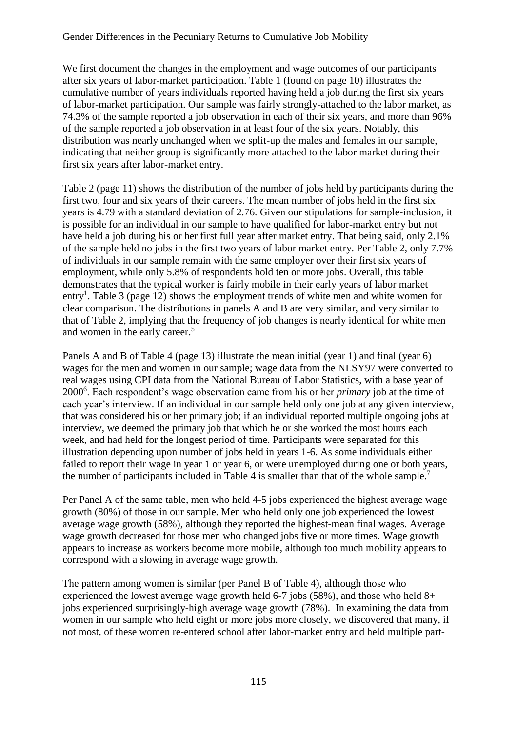We first document the changes in the employment and wage outcomes of our participants after six years of labor-market participation. Table 1 (found on page 10) illustrates the cumulative number of years individuals reported having held a job during the first six years of labor-market participation. Our sample was fairly strongly-attached to the labor market, as 74.3% of the sample reported a job observation in each of their six years, and more than 96% of the sample reported a job observation in at least four of the six years. Notably, this distribution was nearly unchanged when we split-up the males and females in our sample, indicating that neither group is significantly more attached to the labor market during their first six years after labor-market entry.

Table 2 (page 11) shows the distribution of the number of jobs held by participants during the first two, four and six years of their careers. The mean number of jobs held in the first six years is 4.79 with a standard deviation of 2.76. Given our stipulations for sample-inclusion, it is possible for an individual in our sample to have qualified for labor-market entry but not have held a job during his or her first full year after market entry. That being said, only 2.1% of the sample held no jobs in the first two years of labor market entry. Per Table 2, only 7.7% of individuals in our sample remain with the same employer over their first six years of employment, while only 5.8% of respondents hold ten or more jobs. Overall, this table demonstrates that the typical worker is fairly mobile in their early years of labor market entry[1]. Table 3 (page 12) shows the employment trends of white men and white women for clear comparison. The distributions in panels A and B are very similar, and very similar to that of Table 2, implying that the frequency of job changes is nearly identical for white men and women in the early career.[5]

Panels A and B of Table 4 (page 13) illustrate the mean initial (year 1) and final (year 6) wages for the men and women in our sample; wage data from the NLSY97 were converted to real wages using CPI data from the National Bureau of Labor Statistics, with a base year of 2000[6]. Each respondent's wage observation came from his or her *primary* job at the time of each year's interview. If an individual in our sample held only one job at any given interview, that was considered his or her primary job; if an individual reported multiple ongoing jobs at interview, we deemed the primary job that which he or she worked the most hours each week, and had held for the longest period of time. Participants were separated for this illustration depending upon number of jobs held in years 1-6. As some individuals either failed to report their wage in year 1 or year 6, or were unemployed during one or both years, the number of participants included in Table 4 is smaller than that of the whole sample.[7]

Per Panel A of the same table, men who held 4-5 jobs experienced the highest average wage growth (80%) of those in our sample. Men who held only one job experienced the lowest average wage growth (58%), although they reported the highest-mean final wages. Average wage growth decreased for those men who changed jobs five or more times. Wage growth appears to increase as workers become more mobile, although too much mobility appears to correspond with a slowing in average wage growth.

The pattern among women is similar (per Panel B of Table 4), although those who experienced the lowest average wage growth held 6-7 jobs (58%), and those who held 8+ jobs experienced surprisingly-high average wage growth (78%). In examining the data from women in our sample who held eight or more jobs more closely, we discovered that many, if not most, of these women re-entered school after labor-market entry and held multiple part-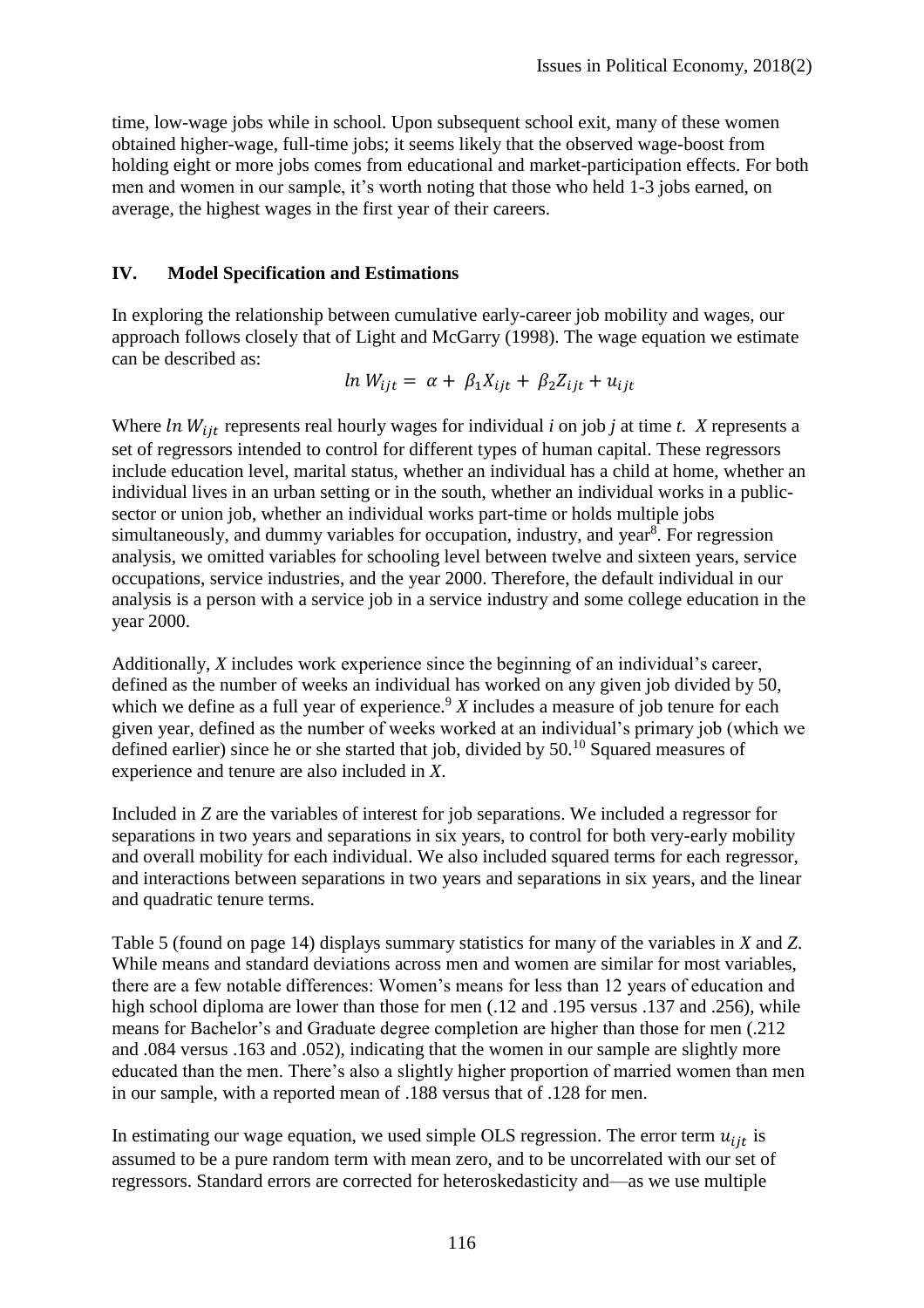time, low-wage jobs while in school. Upon subsequent school exit, many of these women obtained higher-wage, full-time jobs; it seems likely that the observed wage-boost from holding eight or more jobs comes from educational and market-participation effects. For both men and women in our sample, it's worth noting that those who held 1-3 jobs earned, on average, the highest wages in the first year of their careers.

## IV. Model Specification and Estimations

In exploring the relationship between cumulative early-career job mobility and wages, our approach follows closely that of Light and McGarry (1998). The wage equation we estimate can be described as:

$$\ln W_{ijt} = \alpha + \beta_1 X_{ijt} + \beta_2 Z_{ijt} + u_{ijt}$$

Where $\ln W_{ijt}$ represents real hourly wages for individual *i* on job *j* at time *t*. *X* represents a set of regressors intended to control for different types of human capital. These regressors include education level, marital status, whether an individual has a child at home, whether an individual lives in an urban setting or in the south, whether an individual works in a public-sector or union job, whether an individual works part-time or holds multiple jobs simultaneously, and dummy variables for occupation, industry, and year[8]. For regression analysis, we omitted variables for schooling level between twelve and sixteen years, service occupations, service industries, and the year 2000. Therefore, the default individual in our analysis is a person with a service job in a service industry and some college education in the year 2000.

Additionally, *X* includes work experience since the beginning of an individual's career, defined as the number of weeks an individual has worked on any given job divided by 50, which we define as a full year of experience.[9] *X* includes a measure of job tenure for each given year, defined as the number of weeks worked at an individual's primary job (which we defined earlier) since he or she started that job, divided by 50.[10] Squared measures of experience and tenure are also included in *X*.

Included in *Z* are the variables of interest for job separations. We included a regressor for separations in two years and separations in six years, to control for both very-early mobility and overall mobility for each individual. We also included squared terms for each regressor, and interactions between separations in two years and separations in six years, and the linear and quadratic tenure terms.

Table 5 (found on page 14) displays summary statistics for many of the variables in *X* and *Z*. While means and standard deviations across men and women are similar for most variables, there are a few notable differences: Women's means for less than 12 years of education and high school diploma are lower than those for men (.12 and .195 versus .137 and .256), while means for Bachelor's and Graduate degree completion are higher than those for men (.212 and .084 versus .163 and .052), indicating that the women in our sample are slightly more educated than the men. There's also a slightly higher proportion of married women than men in our sample, with a reported mean of .188 versus that of .128 for men.

In estimating our wage equation, we used simple OLS regression. The error term $u_{ijt}$ is assumed to be a pure random term with mean zero, and to be uncorrelated with our set of regressors. Standard errors are corrected for heteroskedasticity and—as we use multiple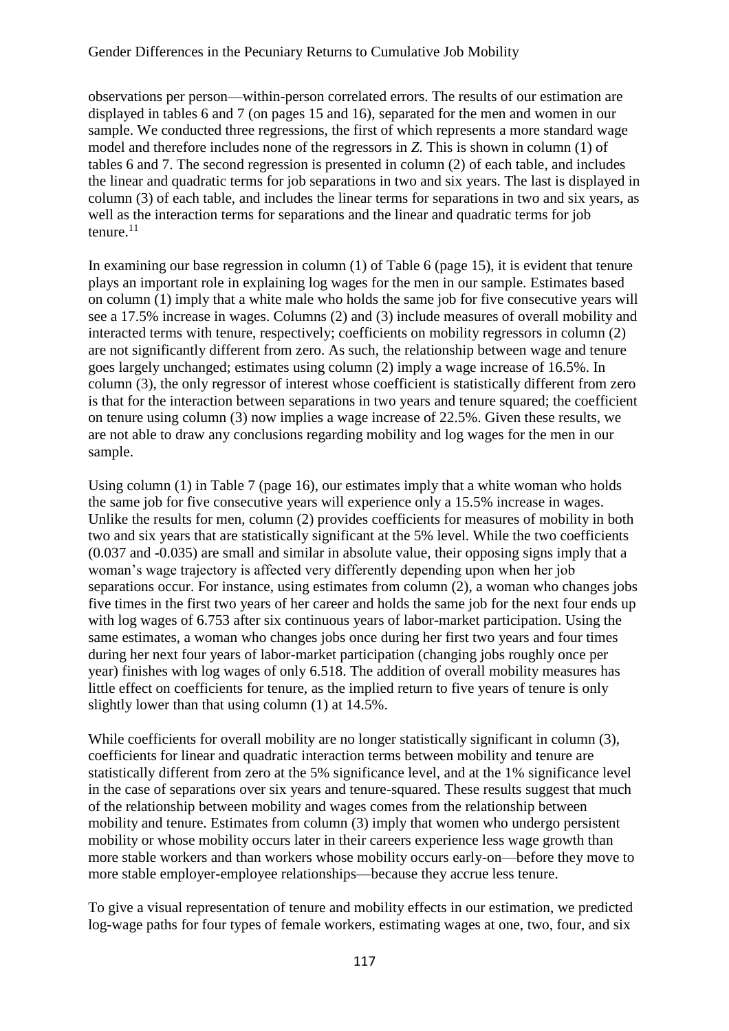observations per person—within-person correlated errors. The results of our estimation are displayed in tables 6 and 7 (on pages 15 and 16), separated for the men and women in our sample. We conducted three regressions, the first of which represents a more standard wage model and therefore includes none of the regressors in *Z*. This is shown in column (1) of tables 6 and 7. The second regression is presented in column (2) of each table, and includes the linear and quadratic terms for job separations in two and six years. The last is displayed in column (3) of each table, and includes the linear terms for separations in two and six years, as well as the interaction terms for separations and the linear and quadratic terms for job tenure.[11]

In examining our base regression in column (1) of Table 6 (page 15), it is evident that tenure plays an important role in explaining log wages for the men in our sample. Estimates based on column (1) imply that a white male who holds the same job for five consecutive years will see a 17.5% increase in wages. Columns (2) and (3) include measures of overall mobility and interacted terms with tenure, respectively; coefficients on mobility regressors in column (2) are not significantly different from zero. As such, the relationship between wage and tenure goes largely unchanged; estimates using column (2) imply a wage increase of 16.5%. In column (3), the only regressor of interest whose coefficient is statistically different from zero is that for the interaction between separations in two years and tenure squared; the coefficient on tenure using column (3) now implies a wage increase of 22.5%. Given these results, we are not able to draw any conclusions regarding mobility and log wages for the men in our sample.

Using column (1) in Table 7 (page 16), our estimates imply that a white woman who holds the same job for five consecutive years will experience only a 15.5% increase in wages. Unlike the results for men, column (2) provides coefficients for measures of mobility in both two and six years that are statistically significant at the 5% level. While the two coefficients (0.037 and -0.035) are small and similar in absolute value, their opposing signs imply that a woman's wage trajectory is affected very differently depending upon when her job separations occur. For instance, using estimates from column (2), a woman who changes jobs five times in the first two years of her career and holds the same job for the next four ends up with log wages of 6.753 after six continuous years of labor-market participation. Using the same estimates, a woman who changes jobs once during her first two years and four times during her next four years of labor-market participation (changing jobs roughly once per year) finishes with log wages of only 6.518. The addition of overall mobility measures has little effect on coefficients for tenure, as the implied return to five years of tenure is only slightly lower than that using column (1) at 14.5%.

While coefficients for overall mobility are no longer statistically significant in column (3), coefficients for linear and quadratic interaction terms between mobility and tenure are statistically different from zero at the 5% significance level, and at the 1% significance level in the case of separations over six years and tenure-squared. These results suggest that much of the relationship between mobility and wages comes from the relationship between mobility and tenure. Estimates from column (3) imply that women who undergo persistent mobility or whose mobility occurs later in their careers experience less wage growth than more stable workers and than workers whose mobility occurs early-on—before they move to more stable employer-employee relationships—because they accrue less tenure.

To give a visual representation of tenure and mobility effects in our estimation, we predicted log-wage paths for four types of female workers, estimating wages at one, two, four, and six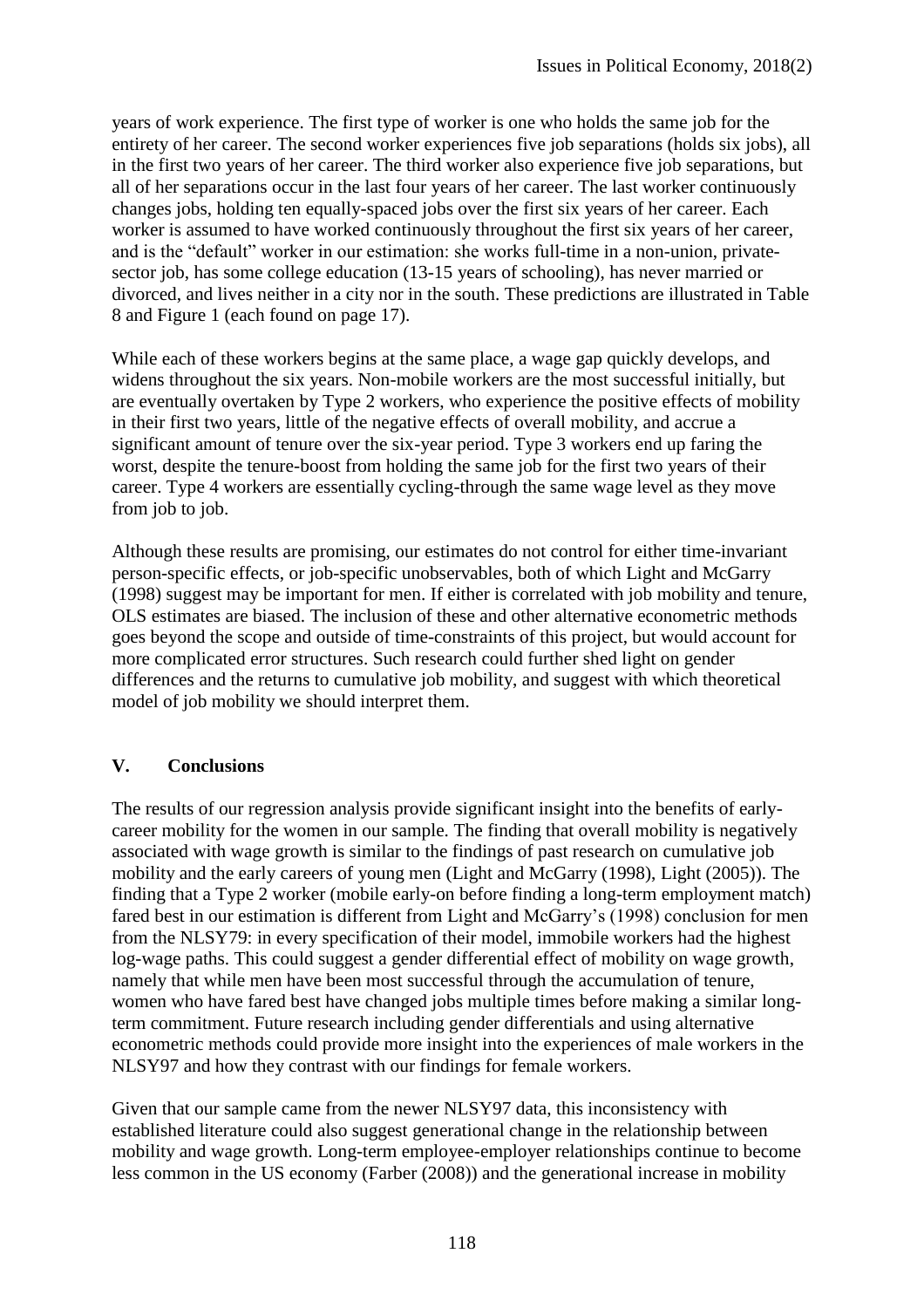years of work experience. The first type of worker is one who holds the same job for the entirety of her career. The second worker experiences five job separations (holds six jobs), all in the first two years of her career. The third worker also experience five job separations, but all of her separations occur in the last four years of her career. The last worker continuously changes jobs, holding ten equally-spaced jobs over the first six years of her career. Each worker is assumed to have worked continuously throughout the first six years of her career, and is the "default" worker in our estimation: she works full-time in a non-union, private-sector job, has some college education (13-15 years of schooling), has never married or divorced, and lives neither in a city nor in the south. These predictions are illustrated in Table 8 and Figure 1 (each found on page 17).

While each of these workers begins at the same place, a wage gap quickly develops, and widens throughout the six years. Non-mobile workers are the most successful initially, but are eventually overtaken by Type 2 workers, who experience the positive effects of mobility in their first two years, little of the negative effects of overall mobility, and accrue a significant amount of tenure over the six-year period. Type 3 workers end up faring the worst, despite the tenure-boost from holding the same job for the first two years of their career. Type 4 workers are essentially cycling-through the same wage level as they move from job to job.

Although these results are promising, our estimates do not control for either time-invariant person-specific effects, or job-specific unobservables, both of which Light and McGarry (1998) suggest may be important for men. If either is correlated with job mobility and tenure, OLS estimates are biased. The inclusion of these and other alternative econometric methods goes beyond the scope and outside of time-constraints of this project, but would account for more complicated error structures. Such research could further shed light on gender differences and the returns to cumulative job mobility, and suggest with which theoretical model of job mobility we should interpret them.

## V. Conclusions

The results of our regression analysis provide significant insight into the benefits of early-career mobility for the women in our sample. The finding that overall mobility is negatively associated with wage growth is similar to the findings of past research on cumulative job mobility and the early careers of young men (Light and McGarry (1998), Light (2005)). The finding that a Type 2 worker (mobile early-on before finding a long-term employment match) fared best in our estimation is different from Light and McGarry's (1998) conclusion for men from the NLSY79: in every specification of their model, immobile workers had the highest log-wage paths. This could suggest a gender differential effect of mobility on wage growth, namely that while men have been most successful through the accumulation of tenure, women who have fared best have changed jobs multiple times before making a similar long-term commitment. Future research including gender differentials and using alternative econometric methods could provide more insight into the experiences of male workers in the NLSY97 and how they contrast with our findings for female workers.

Given that our sample came from the newer NLSY97 data, this inconsistency with established literature could also suggest generational change in the relationship between mobility and wage growth. Long-term employee-employer relationships continue to become less common in the US economy (Farber (2008)) and the generational increase in mobility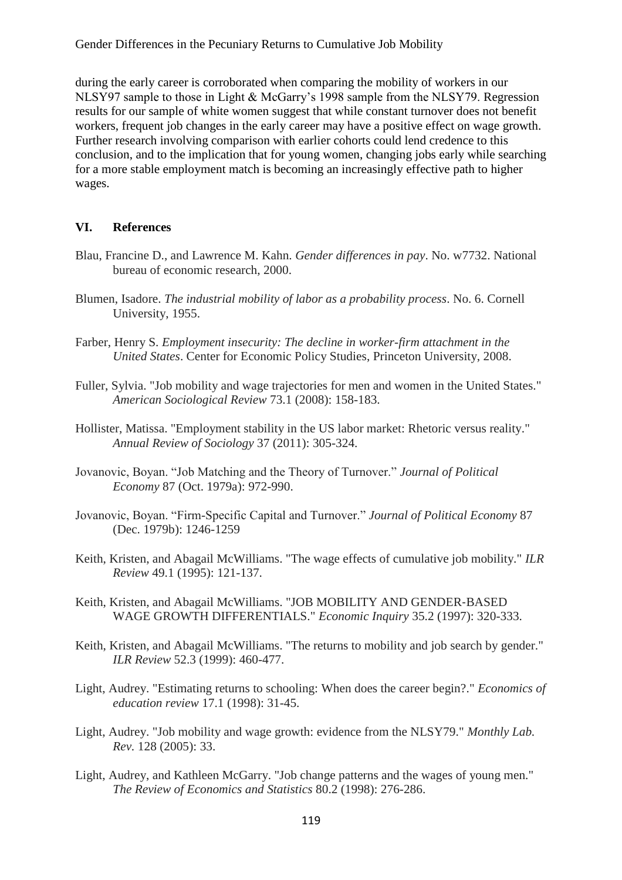during the early career is corroborated when comparing the mobility of workers in our NLSY97 sample to those in Light & McGarry's 1998 sample from the NLSY79. Regression results for our sample of white women suggest that while constant turnover does not benefit workers, frequent job changes in the early career may have a positive effect on wage growth. Further research involving comparison with earlier cohorts could lend credence to this conclusion, and to the implication that for young women, changing jobs early while searching for a more stable employment match is becoming an increasingly effective path to higher wages.

## VI. References

Blau, Francine D., and Lawrence M. Kahn. *Gender differences in pay*. No. w7732. National bureau of economic research, 2000.

Blumen, Isadore. *The industrial mobility of labor as a probability process*. No. 6. Cornell University, 1955.

Farber, Henry S. *Employment insecurity: The decline in worker-firm attachment in the United States*. Center for Economic Policy Studies, Princeton University, 2008.

Fuller, Sylvia. "Job mobility and wage trajectories for men and women in the United States." *American Sociological Review* 73.1 (2008): 158-183.

Hollister, Matissa. "Employment stability in the US labor market: Rhetoric versus reality." *Annual Review of Sociology* 37 (2011): 305-324.

Jovanovic, Boyan. "Job Matching and the Theory of Turnover." *Journal of Political Economy* 87 (Oct. 1979a): 972-990.

Jovanovic, Boyan. "Firm-Specific Capital and Turnover." *Journal of Political Economy* 87 (Dec. 1979b): 1246-1259

Keith, Kristen, and Abagail McWilliams. "The wage effects of cumulative job mobility." *ILR Review* 49.1 (1995): 121-137.

Keith, Kristen, and Abagail McWilliams. "JOB MOBILITY AND GENDER-BASED WAGE GROWTH DIFFERENTIALS." *Economic Inquiry* 35.2 (1997): 320-333.

Keith, Kristen, and Abagail McWilliams. "The returns to mobility and job search by gender." *ILR Review* 52.3 (1999): 460-477.

Light, Audrey. "Estimating returns to schooling: When does the career begin?." *Economics of education review* 17.1 (1998): 31-45.

Light, Audrey. "Job mobility and wage growth: evidence from the NLSY79." *Monthly Lab. Rev.* 128 (2005): 33.

Light, Audrey, and Kathleen McGarry. "Job change patterns and the wages of young men." *The Review of Economics and Statistics* 80.2 (1998): 276-286.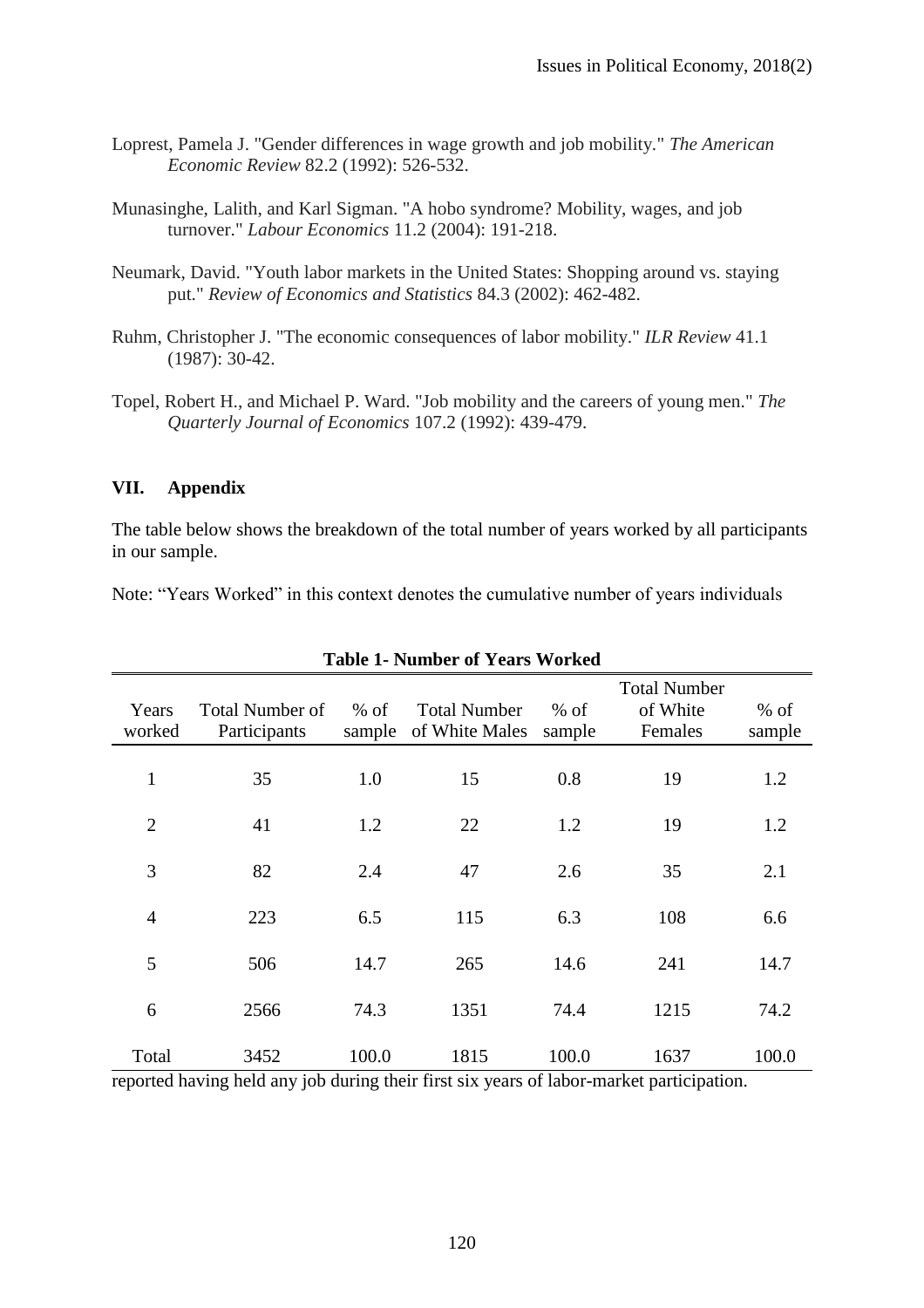Loprest, Pamela J. "Gender differences in wage growth and job mobility." *The American Economic Review* 82.2 (1992): 526-532.

Munasinghe, Lalith, and Karl Sigman. "A hobo syndrome? Mobility, wages, and job turnover." *Labour Economics* 11.2 (2004): 191-218.

Neumark, David. "Youth labor markets in the United States: Shopping around vs. staying put." *Review of Economics and Statistics* 84.3 (2002): 462-482.

Ruhm, Christopher J. "The economic consequences of labor mobility." *ILR Review* 41.1 (1987): 30-42.

Topel, Robert H., and Michael P. Ward. "Job mobility and the careers of young men." *The Quarterly Journal of Economics* 107.2 (1992): 439-479.

## VII. Appendix

The table below shows the breakdown of the total number of years worked by all participants in our sample.

Note: "Years Worked" in this context denotes the cumulative number of years individuals reported having held any job during their first six years of labor-market participation.

**Table 1- Number of Years Worked**

| Years worked | Total Number of Participants | % of sample | Total Number of White Males | % of sample | Total Number of White Females | % of sample |
|---|---|---|---|---|---|---|
| 1 | 35 | 1.0 | 15 | 0.8 | 19 | 1.2 |
| 2 | 41 | 1.2 | 22 | 1.2 | 19 | 1.2 |
| 3 | 82 | 2.4 | 47 | 2.6 | 35 | 2.1 |
| 4 | 223 | 6.5 | 115 | 6.3 | 108 | 6.6 |
| 5 | 506 | 14.7 | 265 | 14.6 | 241 | 14.7 |
| 6 | 2566 | 74.3 | 1351 | 74.4 | 1215 | 74.2 |
| Total | 3452 | 100.0 | 1815 | 100.0 | 1637 | 100.0 |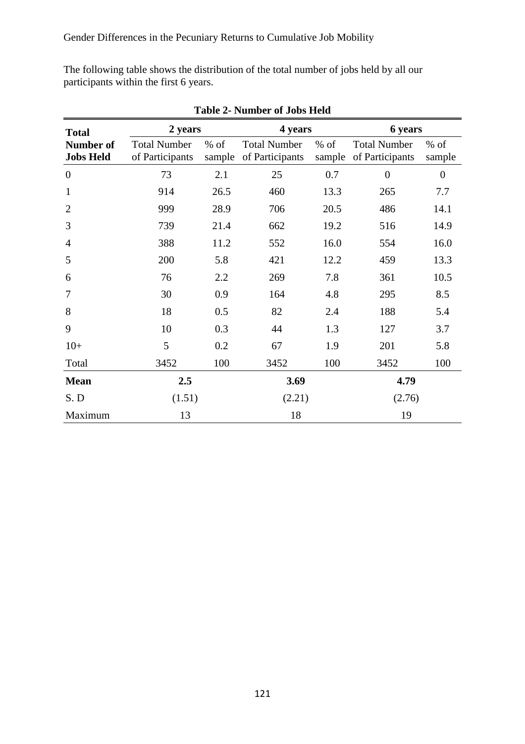The following table shows the distribution of the total number of jobs held by all our participants within the first 6 years.

**Table 2- Number of Jobs Held**

| Total Number of Jobs Held | 2 years | | 4 years | | 6 years | |
|---|---|---|---|---|---|---|
| | Total Number of Participants | % of sample | Total Number of Participants | % of sample | Total Number of Participants | % of sample |
| 0 | 73 | 2.1 | 25 | 0.7 | 0 | 0 |
| 1 | 914 | 26.5 | 460 | 13.3 | 265 | 7.7 |
| 2 | 999 | 28.9 | 706 | 20.5 | 486 | 14.1 |
| 3 | 739 | 21.4 | 662 | 19.2 | 516 | 14.9 |
| 4 | 388 | 11.2 | 552 | 16.0 | 554 | 16.0 |
| 5 | 200 | 5.8 | 421 | 12.2 | 459 | 13.3 |
| 6 | 76 | 2.2 | 269 | 7.8 | 361 | 10.5 |
| 7 | 30 | 0.9 | 164 | 4.8 | 295 | 8.5 |
| 8 | 18 | 0.5 | 82 | 2.4 | 188 | 5.4 |
| 9 | 10 | 0.3 | 44 | 1.3 | 127 | 3.7 |
| 10+ | 5 | 0.2 | 67 | 1.9 | 201 | 5.8 |
| Total | 3452 | 100 | 3452 | 100 | 3452 | 100 |
| **Mean** | **2.5** | | **3.69** | | **4.79** | |
| S. D | (1.51) | | (2.21) | | (2.76) | |
| Maximum | 13 | | 18 | | 19 | |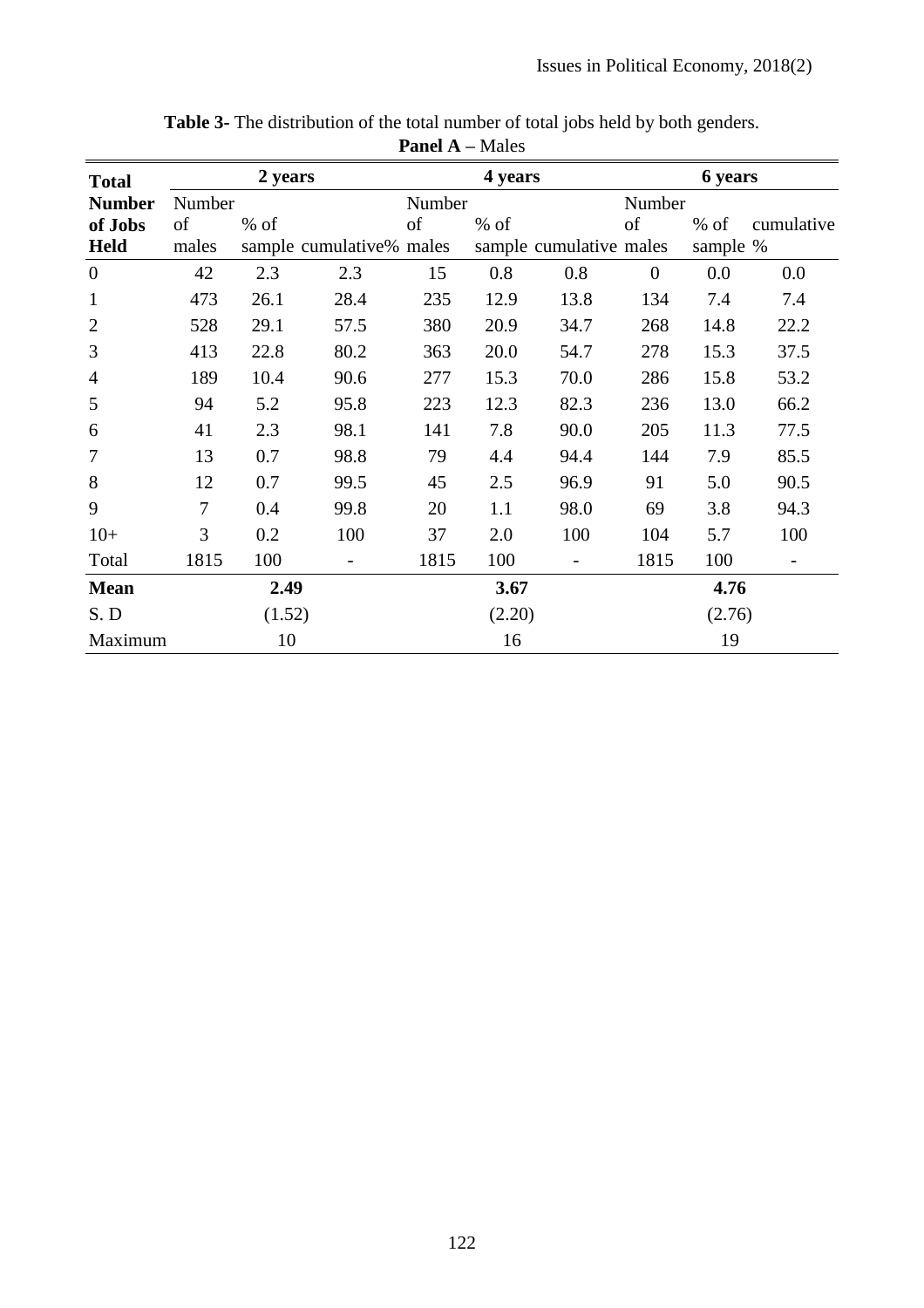**Table 3**- The distribution of the total number of total jobs held by both genders.

**Panel A** – Males

| Total Number of Jobs Held | 2 years | | | 4 years | | | 6 years | | |
|---|---|---|---|---|---|---|---|---|---|
| | Number of males | % of sample | cumulative% | Number of males | % of sample | cumulative | Number of males | % of sample | cumulative % |
| 0 | 42 | 2.3 | 2.3 | 15 | 0.8 | 0.8 | 0 | 0.0 | 0.0 |
| 1 | 473 | 26.1 | 28.4 | 235 | 12.9 | 13.8 | 134 | 7.4 | 7.4 |
| 2 | 528 | 29.1 | 57.5 | 380 | 20.9 | 34.7 | 268 | 14.8 | 22.2 |
| 3 | 413 | 22.8 | 80.2 | 363 | 20.0 | 54.7 | 278 | 15.3 | 37.5 |
| 4 | 189 | 10.4 | 90.6 | 277 | 15.3 | 70.0 | 286 | 15.8 | 53.2 |
| 5 | 94 | 5.2 | 95.8 | 223 | 12.3 | 82.3 | 236 | 13.0 | 66.2 |
| 6 | 41 | 2.3 | 98.1 | 141 | 7.8 | 90.0 | 205 | 11.3 | 77.5 |
| 7 | 13 | 0.7 | 98.8 | 79 | 4.4 | 94.4 | 144 | 7.9 | 85.5 |
| 8 | 12 | 0.7 | 99.5 | 45 | 2.5 | 96.9 | 91 | 5.0 | 90.5 |
| 9 | 7 | 0.4 | 99.8 | 20 | 1.1 | 98.0 | 69 | 3.8 | 94.3 |
| 10+ | 3 | 0.2 | 100 | 37 | 2.0 | 100 | 104 | 5.7 | 100 |
| Total | 1815 | 100 | - | 1815 | 100 | - | 1815 | 100 | - |
| **Mean** | | **2.49** | | | **3.67** | | | **4.76** | |
| S. D | | (1.52) | | | (2.20) | | | (2.76) | |
| Maximum | | 10 | | | 16 | | | 19 | |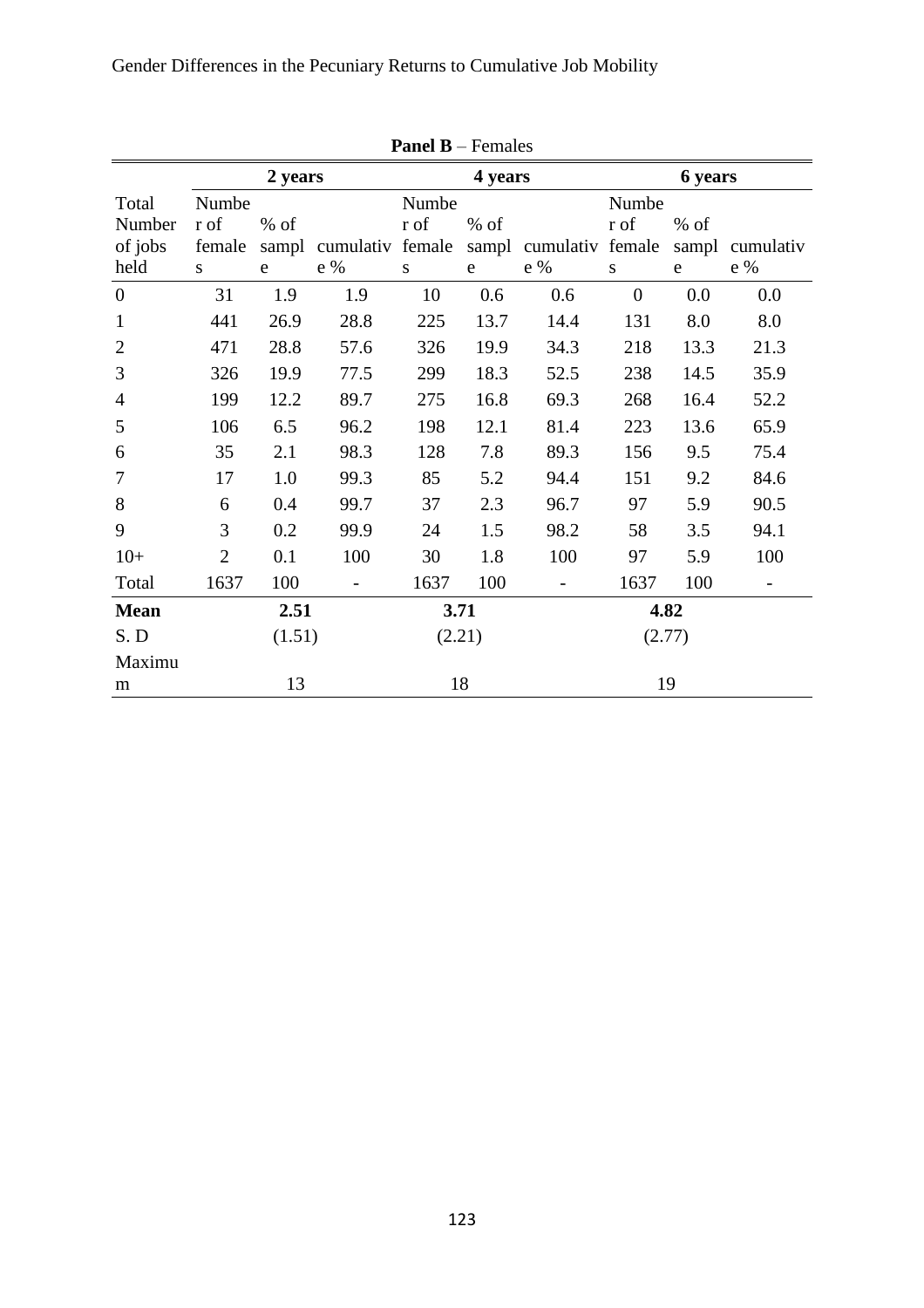**Panel B** – Females

| Total Number of jobs held | 2 years | | | 4 years | | | 6 years | | |
|---|---|---|---|---|---|---|---|---|---|
| | Number of females | % of sample | cumulative % | Number of females | % of sample | cumulative % | Number of females | % of sample | cumulative % |
| 0 | 31 | 1.9 | 1.9 | 10 | 0.6 | 0.6 | 0 | 0.0 | 0.0 |
| 1 | 441 | 26.9 | 28.8 | 225 | 13.7 | 14.4 | 131 | 8.0 | 8.0 |
| 2 | 471 | 28.8 | 57.6 | 326 | 19.9 | 34.3 | 218 | 13.3 | 21.3 |
| 3 | 326 | 19.9 | 77.5 | 299 | 18.3 | 52.5 | 238 | 14.5 | 35.9 |
| 4 | 199 | 12.2 | 89.7 | 275 | 16.8 | 69.3 | 268 | 16.4 | 52.2 |
| 5 | 106 | 6.5 | 96.2 | 198 | 12.1 | 81.4 | 223 | 13.6 | 65.9 |
| 6 | 35 | 2.1 | 98.3 | 128 | 7.8 | 89.3 | 156 | 9.5 | 75.4 |
| 7 | 17 | 1.0 | 99.3 | 85 | 5.2 | 94.4 | 151 | 9.2 | 84.6 |
| 8 | 6 | 0.4 | 99.7 | 37 | 2.3 | 96.7 | 97 | 5.9 | 90.5 |
| 9 | 3 | 0.2 | 99.9 | 24 | 1.5 | 98.2 | 58 | 3.5 | 94.1 |
| 10+ | 2 | 0.1 | 100 | 30 | 1.8 | 100 | 97 | 5.9 | 100 |
| Total | 1637 | 100 | - | 1637 | 100 | - | 1637 | 100 | - |
| **Mean** | | **2.51** | | | **3.71** | | | **4.82** | |
| S. D | | (1.51) | | | (2.21) | | | (2.77) | |
| Maximum | | 13 | | | 18 | | | 19 | |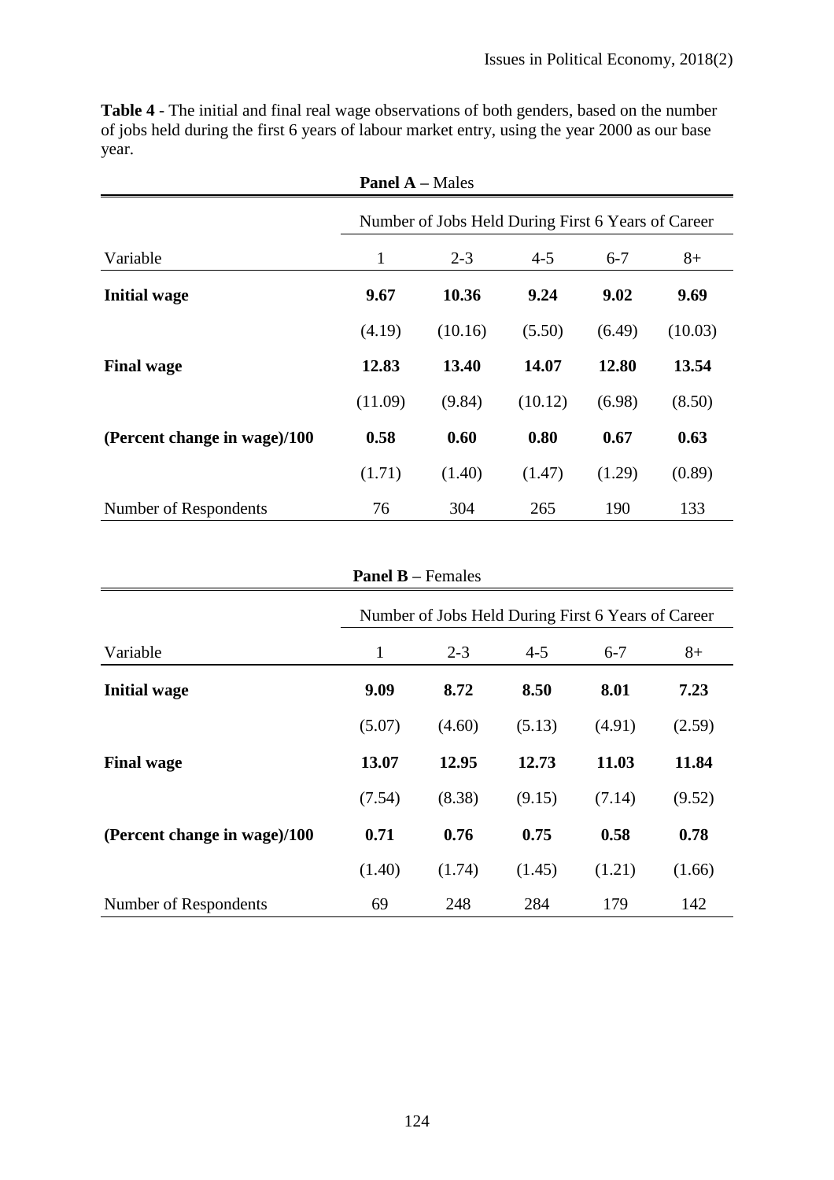**Table 4** - The initial and final real wage observations of both genders, based on the number of jobs held during the first 6 years of labour market entry, using the year 2000 as our base year.

**Panel A** – Males

| | Number of Jobs Held During First 6 Years of Career | | | | |
|---|---|---|---|---|---|
| Variable | 1 | 2-3 | 4-5 | 6-7 | 8+ |
| **Initial wage** | **9.67** | **10.36** | **9.24** | **9.02** | **9.69** |
| | (4.19) | (10.16) | (5.50) | (6.49) | (10.03) |
| **Final wage** | **12.83** | **13.40** | **14.07** | **12.80** | **13.54** |
| | (11.09) | (9.84) | (10.12) | (6.98) | (8.50) |
| **(Percent change in wage)/100** | **0.58** | **0.60** | **0.80** | **0.67** | **0.63** |
| | (1.71) | (1.40) | (1.47) | (1.29) | (0.89) |
| Number of Respondents | 76 | 304 | 265 | 190 | 133 |

**Panel B** – Females

| | Number of Jobs Held During First 6 Years of Career | | | | |
|---|---|---|---|---|---|
| Variable | 1 | 2-3 | 4-5 | 6-7 | 8+ |
| **Initial wage** | **9.09** | **8.72** | **8.50** | **8.01** | **7.23** |
| | (5.07) | (4.60) | (5.13) | (4.91) | (2.59) |
| **Final wage** | **13.07** | **12.95** | **12.73** | **11.03** | **11.84** |
| | (7.54) | (8.38) | (9.15) | (7.14) | (9.52) |
| **(Percent change in wage)/100** | **0.71** | **0.76** | **0.75** | **0.58** | **0.78** |
| | (1.40) | (1.74) | (1.45) | (1.21) | (1.66) |
| Number of Respondents | 69 | 248 | 284 | 179 | 142 |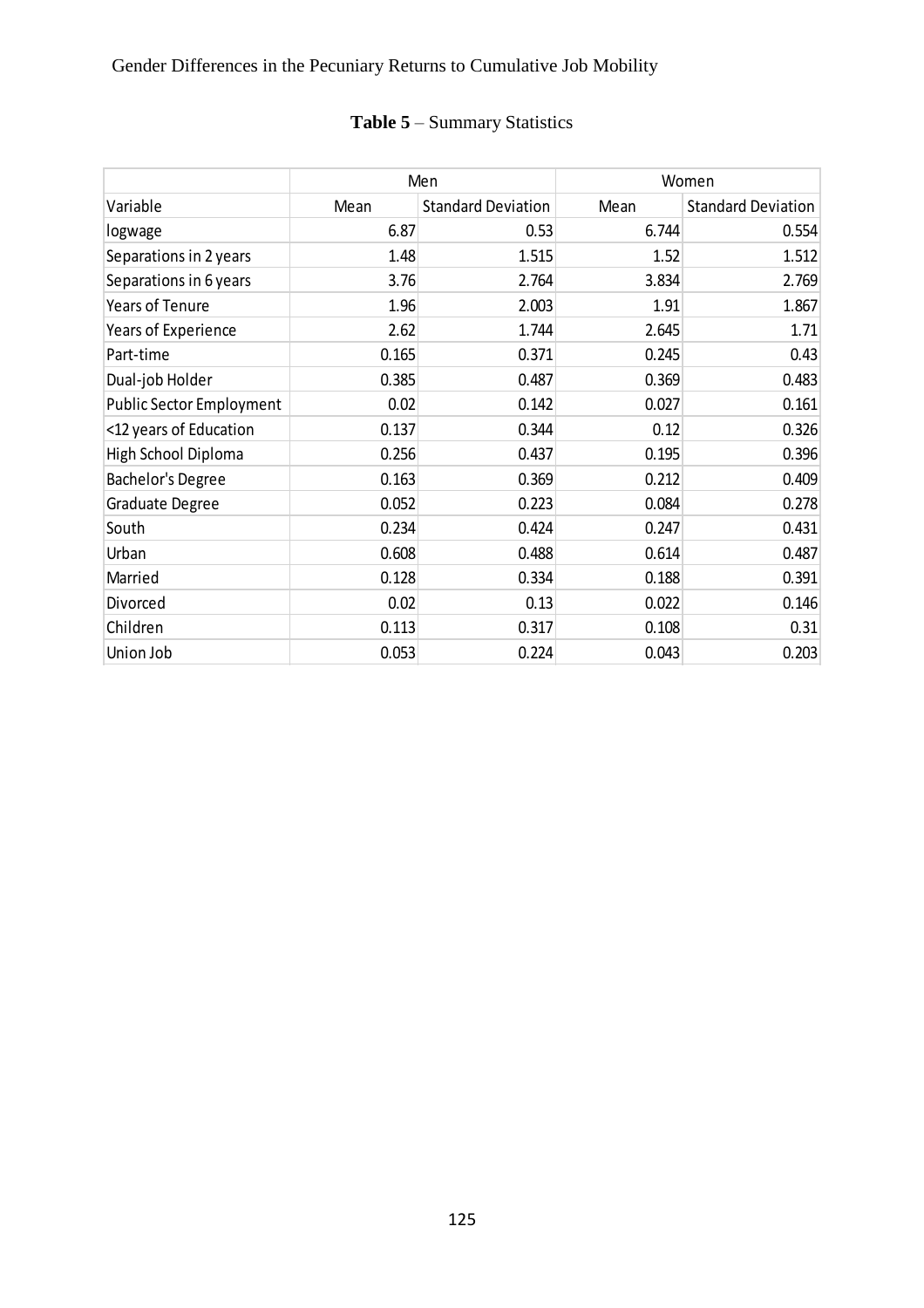**Table 5** – Summary Statistics

| | Men | | Women | |
|---|---|---|---|---|
| Variable | Mean | Standard Deviation | Mean | Standard Deviation |
| logwage | 6.87 | 0.53 | 6.744 | 0.554 |
| Separations in 2 years | 1.48 | 1.515 | 1.52 | 1.512 |
| Separations in 6 years | 3.76 | 2.764 | 3.834 | 2.769 |
| Years of Tenure | 1.96 | 2.003 | 1.91 | 1.867 |
| Years of Experience | 2.62 | 1.744 | 2.645 | 1.71 |
| Part-time | 0.165 | 0.371 | 0.245 | 0.43 |
| Dual-job Holder | 0.385 | 0.487 | 0.369 | 0.483 |
| Public Sector Employment | 0.02 | 0.142 | 0.027 | 0.161 |
| <12 years of Education | 0.137 | 0.344 | 0.12 | 0.326 |
| High School Diploma | 0.256 | 0.437 | 0.195 | 0.396 |
| Bachelor's Degree | 0.163 | 0.369 | 0.212 | 0.409 |
| Graduate Degree | 0.052 | 0.223 | 0.084 | 0.278 |
| South | 0.234 | 0.424 | 0.247 | 0.431 |
| Urban | 0.608 | 0.488 | 0.614 | 0.487 |
| Married | 0.128 | 0.334 | 0.188 | 0.391 |
| Divorced | 0.02 | 0.13 | 0.022 | 0.146 |
| Children | 0.113 | 0.317 | 0.108 | 0.31 |
| Union Job | 0.053 | 0.224 | 0.043 | 0.203 |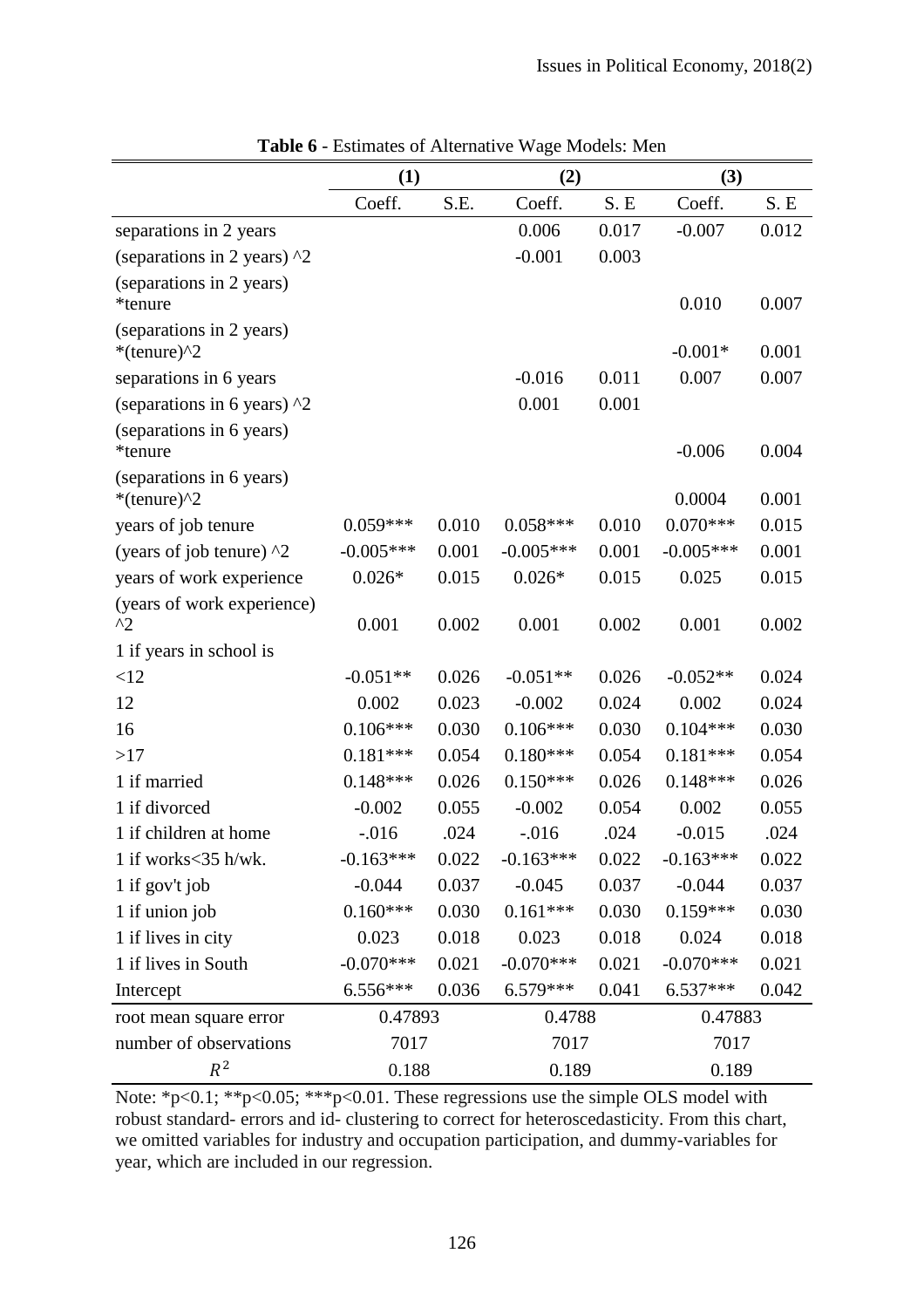**Table 6** - Estimates of Alternative Wage Models: Men

| | (1) | | (2) | | (3) | |
|---|---|---|---|---|---|---|
| | Coeff. | S.E. | Coeff. | S. E | Coeff. | S. E |
| separations in 2 years | | | 0.006 | 0.017 | -0.007 | 0.012 |
| (separations in 2 years) ^2 | | | -0.001 | 0.003 | | |
| (separations in 2 years) *tenure | | | | | 0.010 | 0.007 |
| (separations in 2 years) *(tenure)^2 | | | | | -0.001* | 0.001 |
| separations in 6 years | | | -0.016 | 0.011 | 0.007 | 0.007 |
| (separations in 6 years) ^2 | | | 0.001 | 0.001 | | |
| (separations in 6 years) *tenure | | | | | -0.006 | 0.004 |
| (separations in 6 years) *(tenure)^2 | | | | | 0.0004 | 0.001 |
| years of job tenure | 0.059*** | 0.010 | 0.058*** | 0.010 | 0.070*** | 0.015 |
| (years of job tenure) ^2 | -0.005*** | 0.001 | -0.005*** | 0.001 | -0.005*** | 0.001 |
| years of work experience | 0.026* | 0.015 | 0.026* | 0.015 | 0.025 | 0.015 |
| (years of work experience) ^2 | 0.001 | 0.002 | 0.001 | 0.002 | 0.001 | 0.002 |
| 1 if years in school is | | | | | | |
| <12 | -0.051** | 0.026 | -0.051** | 0.026 | -0.052** | 0.024 |
| 12 | 0.002 | 0.023 | -0.002 | 0.024 | 0.002 | 0.024 |
| 16 | 0.106*** | 0.030 | 0.106*** | 0.030 | 0.104*** | 0.030 |
| >17 | 0.181*** | 0.054 | 0.180*** | 0.054 | 0.181*** | 0.054 |
| 1 if married | 0.148*** | 0.026 | 0.150*** | 0.026 | 0.148*** | 0.026 |
| 1 if divorced | -0.002 | 0.055 | -0.002 | 0.054 | 0.002 | 0.055 |
| 1 if children at home | -.016 | .024 | -.016 | .024 | -0.015 | .024 |
| 1 if works<35 h/wk. | -0.163*** | 0.022 | -0.163*** | 0.022 | -0.163*** | 0.022 |
| 1 if gov't job | -0.044 | 0.037 | -0.045 | 0.037 | -0.044 | 0.037 |
| 1 if union job | 0.160*** | 0.030 | 0.161*** | 0.030 | 0.159*** | 0.030 |
| 1 if lives in city | 0.023 | 0.018 | 0.023 | 0.018 | 0.024 | 0.018 |
| 1 if lives in South | -0.070*** | 0.021 | -0.070*** | 0.021 | -0.070*** | 0.021 |
| Intercept | 6.556*** | 0.036 | 6.579*** | 0.041 | 6.537*** | 0.042 |
| root mean square error | 0.47893 | | 0.4788 | | 0.47883 | |
| number of observations | 7017 | | 7017 | | 7017 | |
| $R^2$ | 0.188 | | 0.189 | | 0.189 | |

Note: *p<0.1; **p<0.05; ***p<0.01. These regressions use the simple OLS model with robust standard- errors and id- clustering to correct for heteroscedasticity. From this chart, we omitted variables for industry and occupation participation, and dummy-variables for year, which are included in our regression.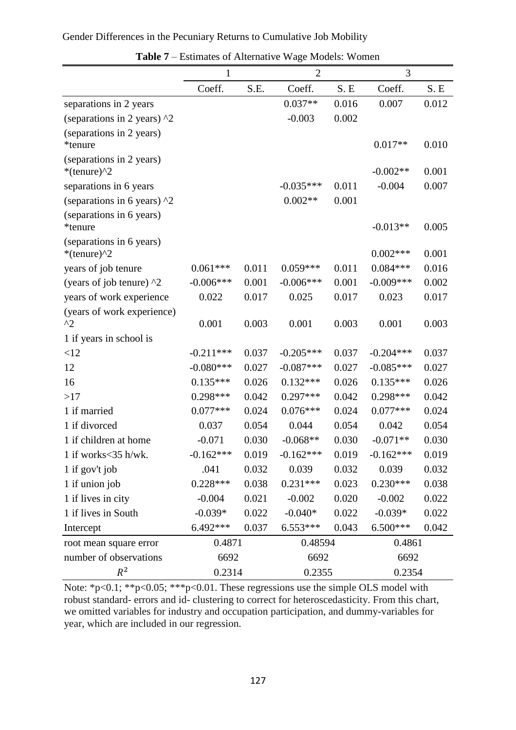**Table 7** – Estimates of Alternative Wage Models: Women

| | 1 | | 2 | | 3 | |
|---|---|---|---|---|---|---|
| | Coeff. | S.E. | Coeff. | S. E | Coeff. | S. E |
| separations in 2 years | | | 0.037** | 0.016 | 0.007 | 0.012 |
| (separations in 2 years) ^2 | | | -0.003 | 0.002 | | |
| (separations in 2 years) *tenure | | | | | 0.017** | 0.010 |
| (separations in 2 years) *(tenure)^2 | | | | | -0.002** | 0.001 |
| separations in 6 years | | | -0.035*** | 0.011 | -0.004 | 0.007 |
| (separations in 6 years) ^2 | | | 0.002** | 0.001 | | |
| (separations in 6 years) *tenure | | | | | -0.013** | 0.005 |
| (separations in 6 years) *(tenure)^2 | | | | | 0.002*** | 0.001 |
| years of job tenure | 0.061*** | 0.011 | 0.059*** | 0.011 | 0.084*** | 0.016 |
| (years of job tenure) ^2 | -0.006*** | 0.001 | -0.006*** | 0.001 | -0.009*** | 0.002 |
| years of work experience | 0.022 | 0.017 | 0.025 | 0.017 | 0.023 | 0.017 |
| (years of work experience) ^2 | 0.001 | 0.003 | 0.001 | 0.003 | 0.001 | 0.003 |
| 1 if years in school is | | | | | | |
| <12 | -0.211*** | 0.037 | -0.205*** | 0.037 | -0.204*** | 0.037 |
| 12 | -0.080*** | 0.027 | -0.087*** | 0.027 | -0.085*** | 0.027 |
| 16 | 0.135*** | 0.026 | 0.132*** | 0.026 | 0.135*** | 0.026 |
| >17 | 0.298*** | 0.042 | 0.297*** | 0.042 | 0.298*** | 0.042 |
| 1 if married | 0.077*** | 0.024 | 0.076*** | 0.024 | 0.077*** | 0.024 |
| 1 if divorced | 0.037 | 0.054 | 0.044 | 0.054 | 0.042 | 0.054 |
| 1 if children at home | -0.071 | 0.030 | -0.068** | 0.030 | -0.071** | 0.030 |
| 1 if works<35 h/wk. | -0.162*** | 0.019 | -0.162*** | 0.019 | -0.162*** | 0.019 |
| 1 if gov't job | .041 | 0.032 | 0.039 | 0.032 | 0.039 | 0.032 |
| 1 if union job | 0.228*** | 0.038 | 0.231*** | 0.023 | 0.230*** | 0.038 |
| 1 if lives in city | -0.004 | 0.021 | -0.002 | 0.020 | -0.002 | 0.022 |
| 1 if lives in South | -0.039* | 0.022 | -0.040* | 0.022 | -0.039* | 0.022 |
| Intercept | 6.492*** | 0.037 | 6.553*** | 0.043 | 6.500*** | 0.042 |
| root mean square error | 0.4871 | | 0.48594 | | 0.4861 | |
| number of observations | 6692 | | 6692 | | 6692 | |
| $R^2$ | 0.2314 | | 0.2355 | | 0.2354 | |

Note: *p<0.1; **p<0.05; ***p<0.01. These regressions use the simple OLS model with robust standard- errors and id- clustering to correct for heteroscedasticity. From this chart, we omitted variables for industry and occupation participation, and dummy-variables for year, which are included in our regression.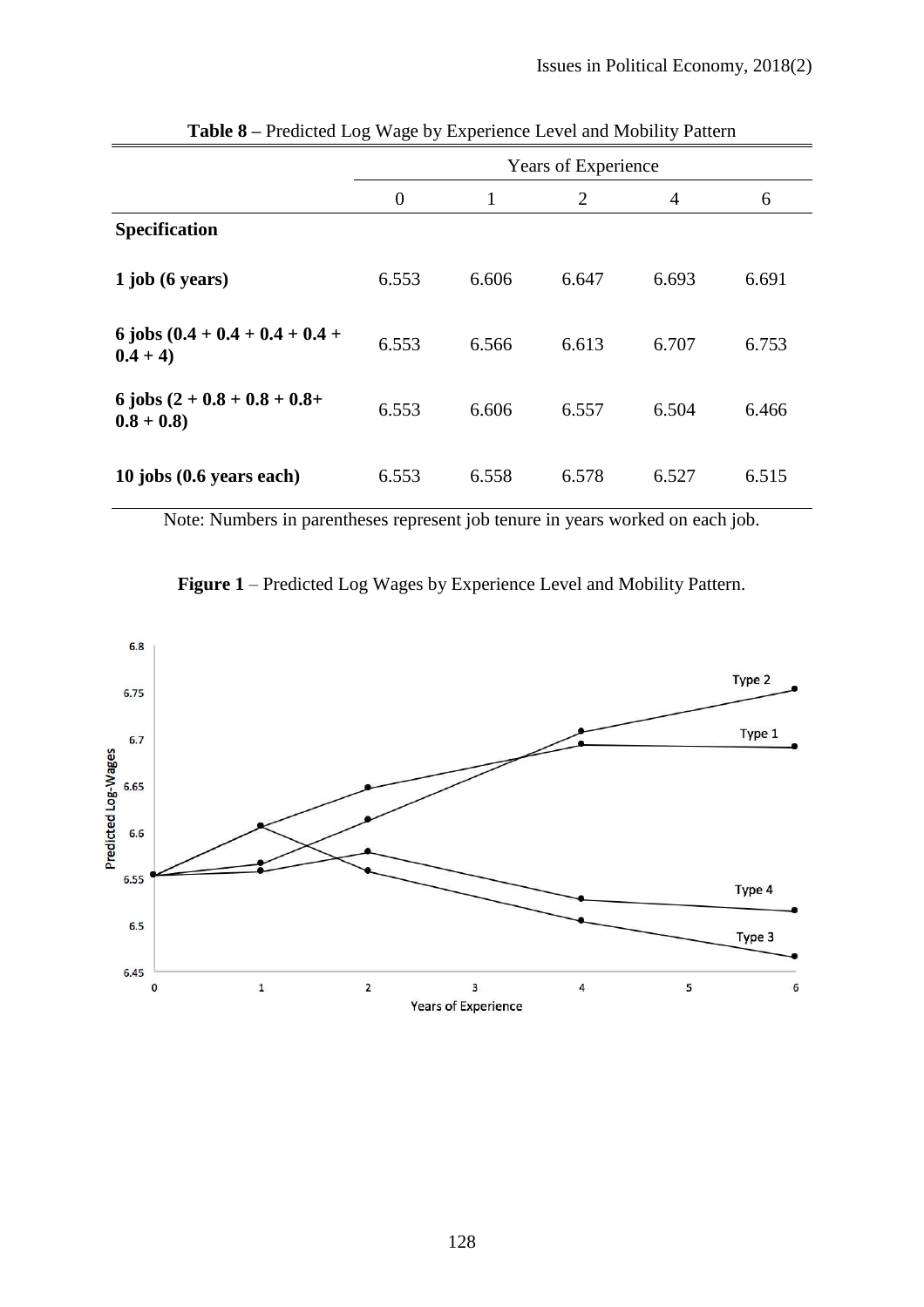**Table 8** – Predicted Log Wage by Experience Level and Mobility Pattern

| | Years of Experience | | | | |
|---|---|---|---|---|---|
| | 0 | 1 | 2 | 4 | 6 |
| **Specification** | | | | | |
| **1 job (6 years)** | 6.553 | 6.606 | 6.647 | 6.693 | 6.691 |
| **6 jobs (0.4 + 0.4 + 0.4 + 0.4 + 0.4 + 4)** | 6.553 | 6.566 | 6.613 | 6.707 | 6.753 |
| **6 jobs (2 + 0.8 + 0.8 + 0.8+ 0.8 + 0.8)** | 6.553 | 6.606 | 6.557 | 6.504 | 6.466 |
| **10 jobs (0.6 years each)** | 6.553 | 6.558 | 6.578 | 6.527 | 6.515 |

Note: Numbers in parentheses represent job tenure in years worked on each job.

**Figure 1** – Predicted Log Wages by Experience Level and Mobility Pattern.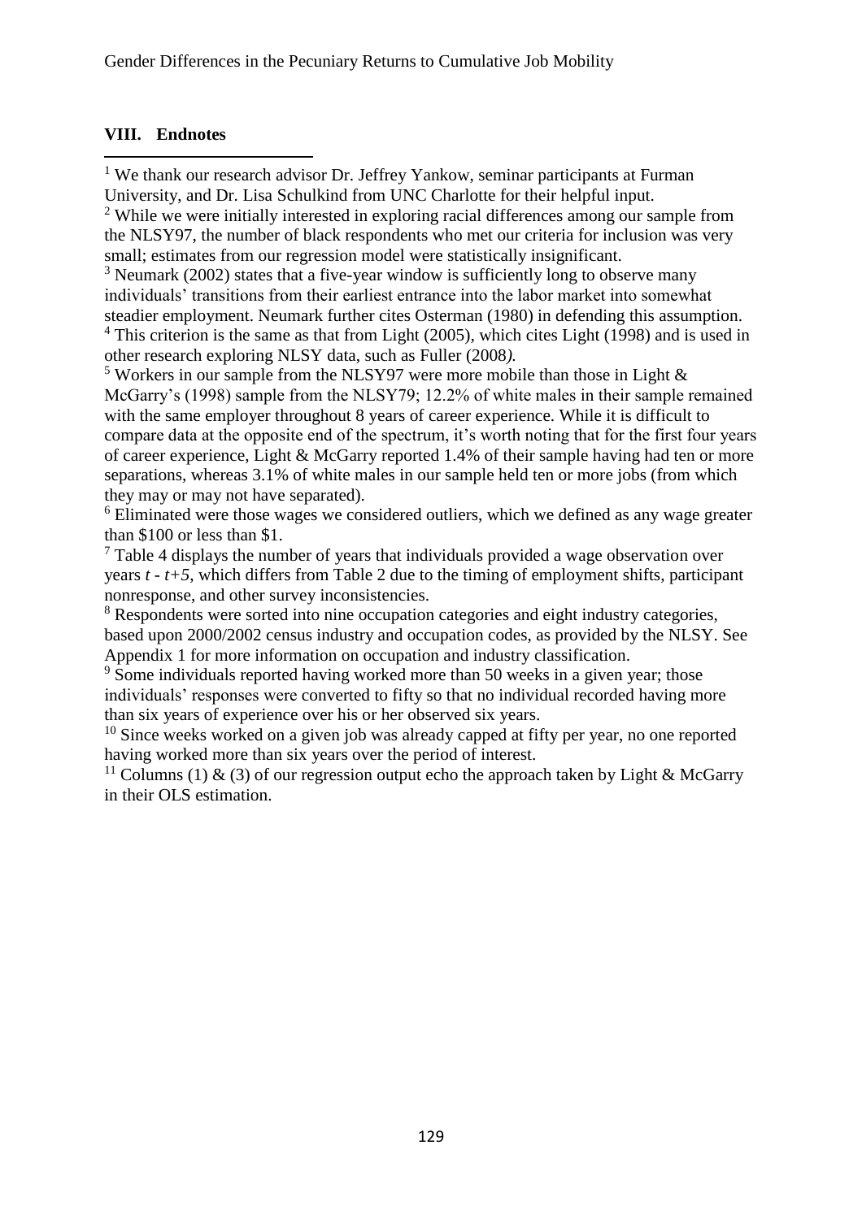## VIII. Endnotes

[1] We thank our research advisor Dr. Jeffrey Yankow, seminar participants at Furman University, and Dr. Lisa Schulkind from UNC Charlotte for their helpful input.

[2] While we were initially interested in exploring racial differences among our sample from the NLSY97, the number of black respondents who met our criteria for inclusion was very small; estimates from our regression model were statistically insignificant.

[3] Neumark (2002) states that a five-year window is sufficiently long to observe many individuals' transitions from their earliest entrance into the labor market into somewhat steadier employment. Neumark further cites Osterman (1980) in defending this assumption.

[4] This criterion is the same as that from Light (2005), which cites Light (1998) and is used in other research exploring NLSY data, such as Fuller (2008).

[5] Workers in our sample from the NLSY97 were more mobile than those in Light & McGarry's (1998) sample from the NLSY79; 12.2% of white males in their sample remained with the same employer throughout 8 years of career experience. While it is difficult to compare data at the opposite end of the spectrum, it's worth noting that for the first four years of career experience, Light & McGarry reported 1.4% of their sample having had ten or more separations, whereas 3.1% of white males in our sample held ten or more jobs (from which they may or may not have separated).

[6] Eliminated were those wages we considered outliers, which we defined as any wage greater than \$100 or less than \$1.

[7] Table 4 displays the number of years that individuals provided a wage observation over years *t - t+5*, which differs from Table 2 due to the timing of employment shifts, participant nonresponse, and other survey inconsistencies.

[8] Respondents were sorted into nine occupation categories and eight industry categories, based upon 2000/2002 census industry and occupation codes, as provided by the NLSY. See Appendix 1 for more information on occupation and industry classification.

[9] Some individuals reported having worked more than 50 weeks in a given year; those individuals' responses were converted to fifty so that no individual recorded having more than six years of experience over his or her observed six years.

[10] Since weeks worked on a given job was already capped at fifty per year, no one reported having worked more than six years over the period of interest.

[11] Columns (1) & (3) of our regression output echo the approach taken by Light & McGarry in their OLS estimation.